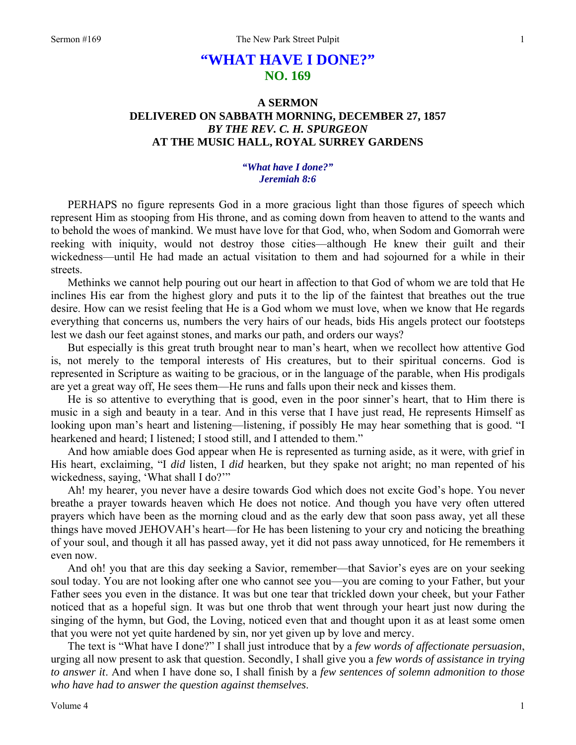# "WHAT HAVE I DONE?"
## NO. 169

### A SERMON
### DELIVERED ON SABBATH MORNING, DECEMBER 27, 1857
### *BY THE REV. C. H. SPURGEON*
### AT THE MUSIC HALL, ROYAL SURREY GARDENS

***"What have I done?" Jeremiah 8:6***

PERHAPS no figure represents God in a more gracious light than those figures of speech which represent Him as stooping from His throne, and as coming down from heaven to attend to the wants and to behold the woes of mankind. We must have love for that God, who, when Sodom and Gomorrah were reeking with iniquity, would not destroy those cities—although He knew their guilt and their wickedness—until He had made an actual visitation to them and had sojourned for a while in their streets.

Methinks we cannot help pouring out our heart in affection to that God of whom we are told that He inclines His ear from the highest glory and puts it to the lip of the faintest that breathes out the true desire. How can we resist feeling that He is a God whom we must love, when we know that He regards everything that concerns us, numbers the very hairs of our heads, bids His angels protect our footsteps lest we dash our feet against stones, and marks our path, and orders our ways?

But especially is this great truth brought near to man's heart, when we recollect how attentive God is, not merely to the temporal interests of His creatures, but to their spiritual concerns. God is represented in Scripture as waiting to be gracious, or in the language of the parable, when His prodigals are yet a great way off, He sees them—He runs and falls upon their neck and kisses them.

He is so attentive to everything that is good, even in the poor sinner's heart, that to Him there is music in a sigh and beauty in a tear. And in this verse that I have just read, He represents Himself as looking upon man's heart and listening—listening, if possibly He may hear something that is good. "I hearkened and heard; I listened; I stood still, and I attended to them."

And how amiable does God appear when He is represented as turning aside, as it were, with grief in His heart, exclaiming, "I *did* listen, I *did* hearken, but they spake not aright; no man repented of his wickedness, saying, 'What shall I do?'"

Ah! my hearer, you never have a desire towards God which does not excite God's hope. You never breathe a prayer towards heaven which He does not notice. And though you have very often uttered prayers which have been as the morning cloud and as the early dew that soon pass away, yet all these things have moved JEHOVAH's heart—for He has been listening to your cry and noticing the breathing of your soul, and though it all has passed away, yet it did not pass away unnoticed, for He remembers it even now.

And oh! you that are this day seeking a Savior, remember—that Savior's eyes are on your seeking soul today. You are not looking after one who cannot see you—you are coming to your Father, but your Father sees you even in the distance. It was but one tear that trickled down your cheek, but your Father noticed that as a hopeful sign. It was but one throb that went through your heart just now during the singing of the hymn, but God, the Loving, noticed even that and thought upon it as at least some omen that you were not yet quite hardened by sin, nor yet given up by love and mercy.

The text is "What have I done?" I shall just introduce that by a *few words of affectionate persuasion*, urging all now present to ask that question. Secondly, I shall give you a *few words of assistance in trying to answer it*. And when I have done so, I shall finish by a *few sentences of solemn admonition to those who have had to answer the question against themselves*.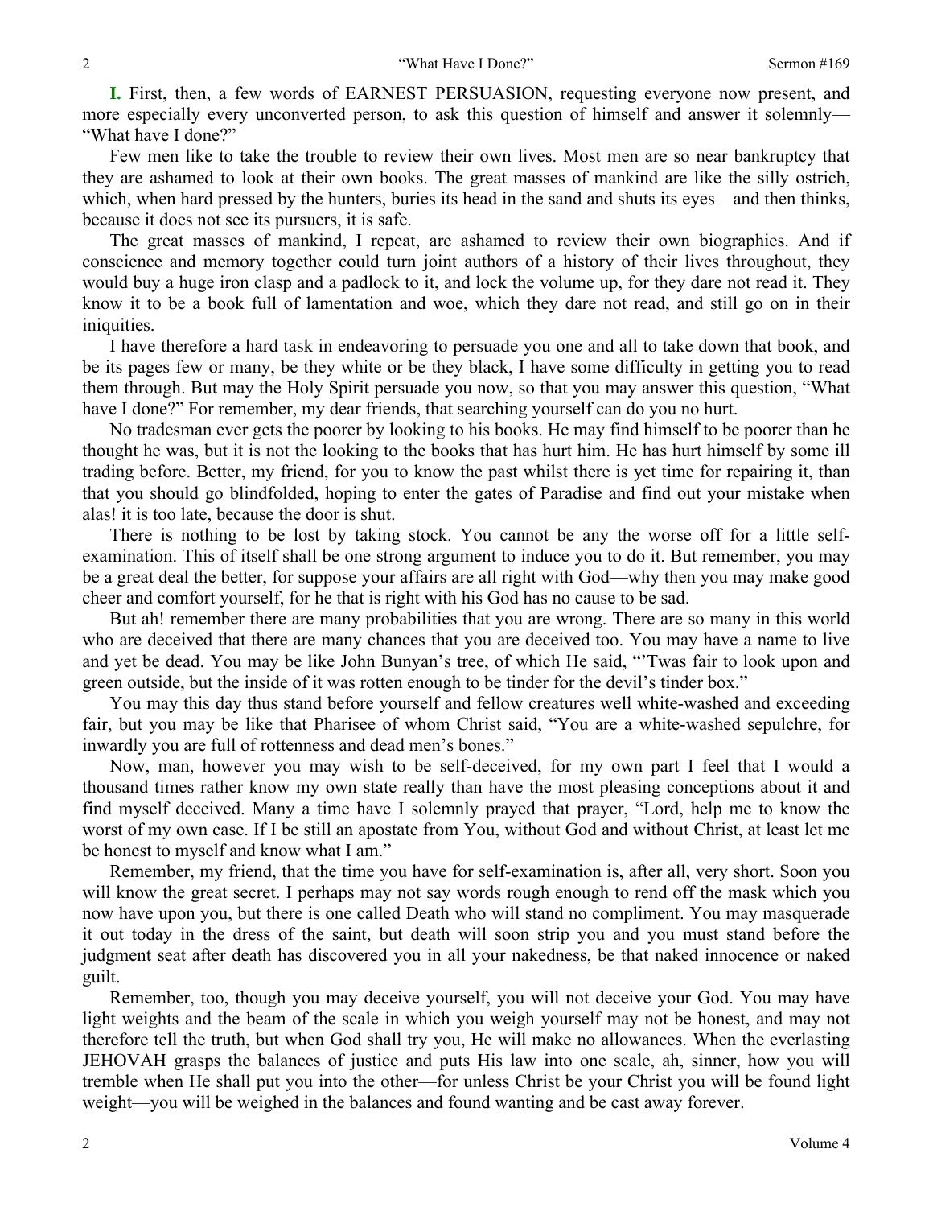**I.** First, then, a few words of EARNEST PERSUASION, requesting everyone now present, and more especially every unconverted person, to ask this question of himself and answer it solemnly—"What have I done?"

Few men like to take the trouble to review their own lives. Most men are so near bankruptcy that they are ashamed to look at their own books. The great masses of mankind are like the silly ostrich, which, when hard pressed by the hunters, buries its head in the sand and shuts its eyes—and then thinks, because it does not see its pursuers, it is safe.

The great masses of mankind, I repeat, are ashamed to review their own biographies. And if conscience and memory together could turn joint authors of a history of their lives throughout, they would buy a huge iron clasp and a padlock to it, and lock the volume up, for they dare not read it. They know it to be a book full of lamentation and woe, which they dare not read, and still go on in their iniquities.

I have therefore a hard task in endeavoring to persuade you one and all to take down that book, and be its pages few or many, be they white or be they black, I have some difficulty in getting you to read them through. But may the Holy Spirit persuade you now, so that you may answer this question, "What have I done?" For remember, my dear friends, that searching yourself can do you no hurt.

No tradesman ever gets the poorer by looking to his books. He may find himself to be poorer than he thought he was, but it is not the looking to the books that has hurt him. He has hurt himself by some ill trading before. Better, my friend, for you to know the past whilst there is yet time for repairing it, than that you should go blindfolded, hoping to enter the gates of Paradise and find out your mistake when alas! it is too late, because the door is shut.

There is nothing to be lost by taking stock. You cannot be any the worse off for a little self-examination. This of itself shall be one strong argument to induce you to do it. But remember, you may be a great deal the better, for suppose your affairs are all right with God—why then you may make good cheer and comfort yourself, for he that is right with his God has no cause to be sad.

But ah! remember there are many probabilities that you are wrong. There are so many in this world who are deceived that there are many chances that you are deceived too. You may have a name to live and yet be dead. You may be like John Bunyan's tree, of which He said, "'Twas fair to look upon and green outside, but the inside of it was rotten enough to be tinder for the devil's tinder box."

You may this day thus stand before yourself and fellow creatures well white-washed and exceeding fair, but you may be like that Pharisee of whom Christ said, "You are a white-washed sepulchre, for inwardly you are full of rottenness and dead men's bones."

Now, man, however you may wish to be self-deceived, for my own part I feel that I would a thousand times rather know my own state really than have the most pleasing conceptions about it and find myself deceived. Many a time have I solemnly prayed that prayer, "Lord, help me to know the worst of my own case. If I be still an apostate from You, without God and without Christ, at least let me be honest to myself and know what I am."

Remember, my friend, that the time you have for self-examination is, after all, very short. Soon you will know the great secret. I perhaps may not say words rough enough to rend off the mask which you now have upon you, but there is one called Death who will stand no compliment. You may masquerade it out today in the dress of the saint, but death will soon strip you and you must stand before the judgment seat after death has discovered you in all your nakedness, be that naked innocence or naked guilt.

Remember, too, though you may deceive yourself, you will not deceive your God. You may have light weights and the beam of the scale in which you weigh yourself may not be honest, and may not therefore tell the truth, but when God shall try you, He will make no allowances. When the everlasting JEHOVAH grasps the balances of justice and puts His law into one scale, ah, sinner, how you will tremble when He shall put you into the other—for unless Christ be your Christ you will be found light weight—you will be weighed in the balances and found wanting and be cast away forever.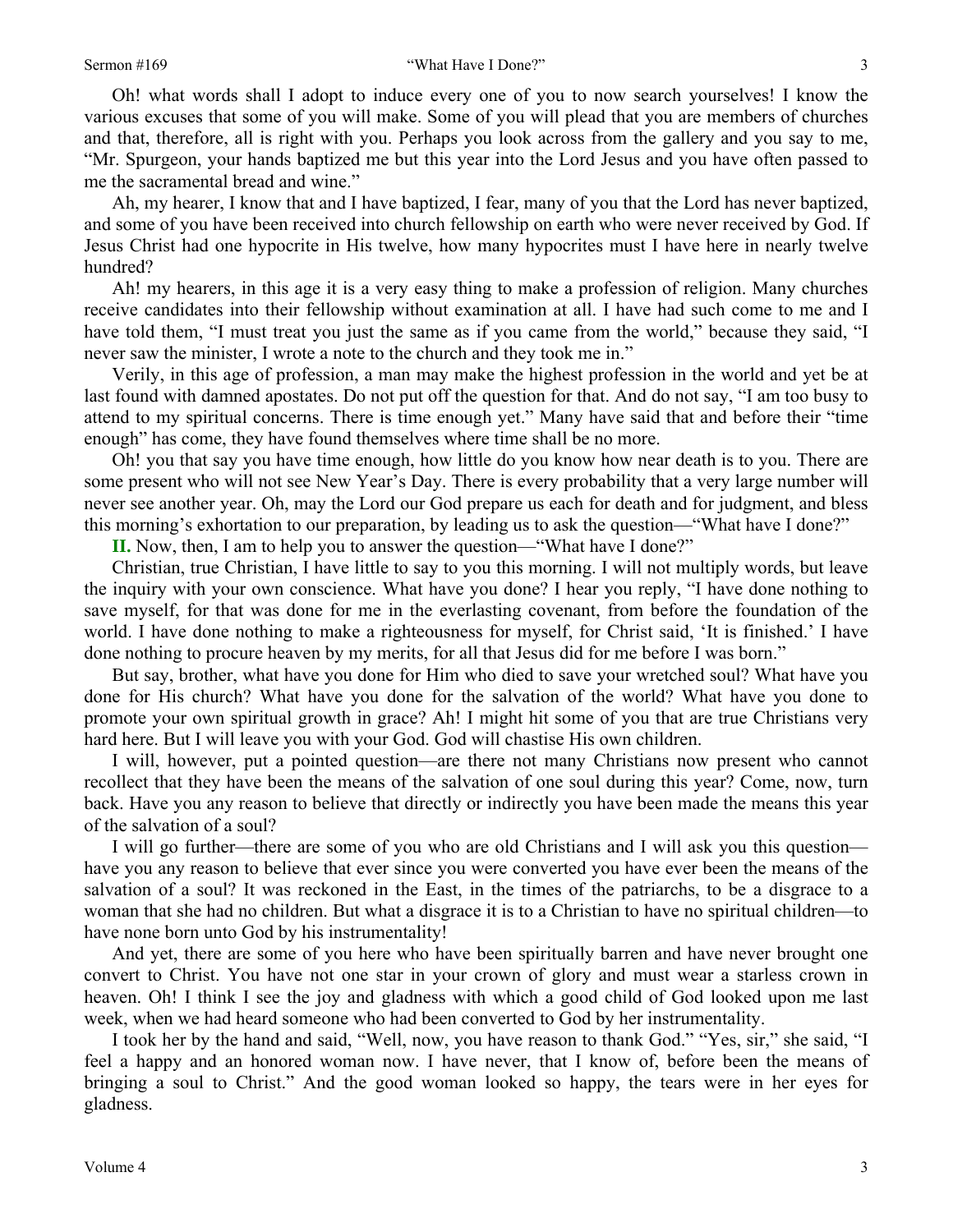Oh! what words shall I adopt to induce every one of you to now search yourselves! I know the various excuses that some of you will make. Some of you will plead that you are members of churches and that, therefore, all is right with you. Perhaps you look across from the gallery and you say to me, "Mr. Spurgeon, your hands baptized me but this year into the Lord Jesus and you have often passed to me the sacramental bread and wine."

Ah, my hearer, I know that and I have baptized, I fear, many of you that the Lord has never baptized, and some of you have been received into church fellowship on earth who were never received by God. If Jesus Christ had one hypocrite in His twelve, how many hypocrites must I have here in nearly twelve hundred?

Ah! my hearers, in this age it is a very easy thing to make a profession of religion. Many churches receive candidates into their fellowship without examination at all. I have had such come to me and I have told them, "I must treat you just the same as if you came from the world," because they said, "I never saw the minister, I wrote a note to the church and they took me in."

Verily, in this age of profession, a man may make the highest profession in the world and yet be at last found with damned apostates. Do not put off the question for that. And do not say, "I am too busy to attend to my spiritual concerns. There is time enough yet." Many have said that and before their "time enough" has come, they have found themselves where time shall be no more.

Oh! you that say you have time enough, how little do you know how near death is to you. There are some present who will not see New Year's Day. There is every probability that a very large number will never see another year. Oh, may the Lord our God prepare us each for death and for judgment, and bless this morning's exhortation to our preparation, by leading us to ask the question—"What have I done?"

**II.** Now, then, I am to help you to answer the question—"What have I done?"

Christian, true Christian, I have little to say to you this morning. I will not multiply words, but leave the inquiry with your own conscience. What have you done? I hear you reply, "I have done nothing to save myself, for that was done for me in the everlasting covenant, from before the foundation of the world. I have done nothing to make a righteousness for myself, for Christ said, 'It is finished.' I have done nothing to procure heaven by my merits, for all that Jesus did for me before I was born."

But say, brother, what have you done for Him who died to save your wretched soul? What have you done for His church? What have you done for the salvation of the world? What have you done to promote your own spiritual growth in grace? Ah! I might hit some of you that are true Christians very hard here. But I will leave you with your God. God will chastise His own children.

I will, however, put a pointed question—are there not many Christians now present who cannot recollect that they have been the means of the salvation of one soul during this year? Come, now, turn back. Have you any reason to believe that directly or indirectly you have been made the means this year of the salvation of a soul?

I will go further—there are some of you who are old Christians and I will ask you this question—have you any reason to believe that ever since you were converted you have ever been the means of the salvation of a soul? It was reckoned in the East, in the times of the patriarchs, to be a disgrace to a woman that she had no children. But what a disgrace it is to a Christian to have no spiritual children—to have none born unto God by his instrumentality!

And yet, there are some of you here who have been spiritually barren and have never brought one convert to Christ. You have not one star in your crown of glory and must wear a starless crown in heaven. Oh! I think I see the joy and gladness with which a good child of God looked upon me last week, when we had heard someone who had been converted to God by her instrumentality.

I took her by the hand and said, "Well, now, you have reason to thank God." "Yes, sir," she said, "I feel a happy and an honored woman now. I have never, that I know of, before been the means of bringing a soul to Christ." And the good woman looked so happy, the tears were in her eyes for gladness.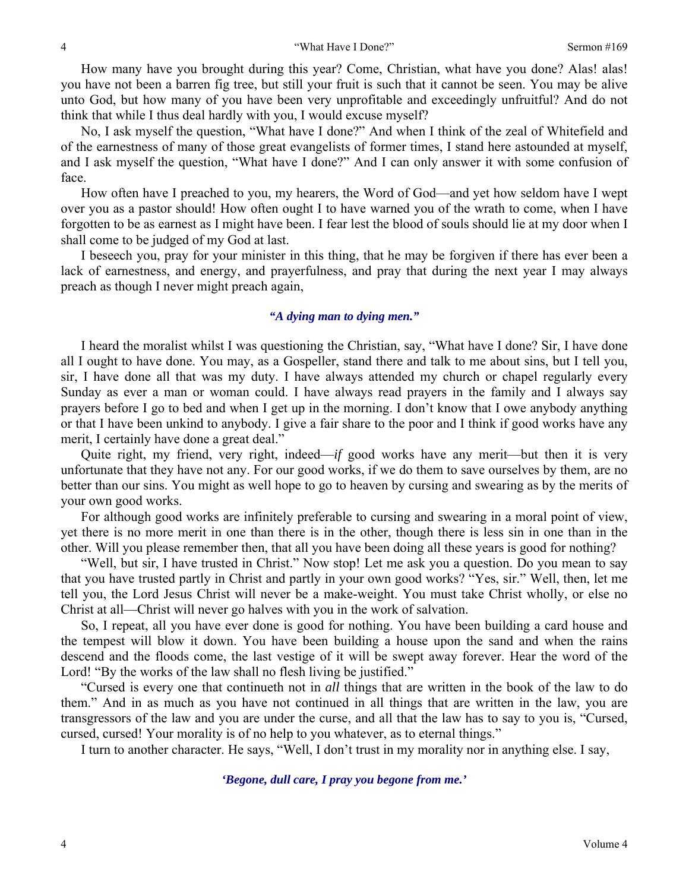How many have you brought during this year? Come, Christian, what have you done? Alas! alas! you have not been a barren fig tree, but still your fruit is such that it cannot be seen. You may be alive unto God, but how many of you have been very unprofitable and exceedingly unfruitful? And do not think that while I thus deal hardly with you, I would excuse myself?

No, I ask myself the question, "What have I done?" And when I think of the zeal of Whitefield and of the earnestness of many of those great evangelists of former times, I stand here astounded at myself, and I ask myself the question, "What have I done?" And I can only answer it with some confusion of face.

How often have I preached to you, my hearers, the Word of God—and yet how seldom have I wept over you as a pastor should! How often ought I to have warned you of the wrath to come, when I have forgotten to be as earnest as I might have been. I fear lest the blood of souls should lie at my door when I shall come to be judged of my God at last.

I beseech you, pray for your minister in this thing, that he may be forgiven if there has ever been a lack of earnestness, and energy, and prayerfulness, and pray that during the next year I may always preach as though I never might preach again,

*"A dying man to dying men."*

I heard the moralist whilst I was questioning the Christian, say, "What have I done? Sir, I have done all I ought to have done. You may, as a Gospeller, stand there and talk to me about sins, but I tell you, sir, I have done all that was my duty. I have always attended my church or chapel regularly every Sunday as ever a man or woman could. I have always read prayers in the family and I always say prayers before I go to bed and when I get up in the morning. I don't know that I owe anybody anything or that I have been unkind to anybody. I give a fair share to the poor and I think if good works have any merit, I certainly have done a great deal."

Quite right, my friend, very right, indeed—*if* good works have any merit—but then it is very unfortunate that they have not any. For our good works, if we do them to save ourselves by them, are no better than our sins. You might as well hope to go to heaven by cursing and swearing as by the merits of your own good works.

For although good works are infinitely preferable to cursing and swearing in a moral point of view, yet there is no more merit in one than there is in the other, though there is less sin in one than in the other. Will you please remember then, that all you have been doing all these years is good for nothing?

"Well, but sir, I have trusted in Christ." Now stop! Let me ask you a question. Do you mean to say that you have trusted partly in Christ and partly in your own good works? "Yes, sir." Well, then, let me tell you, the Lord Jesus Christ will never be a make-weight. You must take Christ wholly, or else no Christ at all—Christ will never go halves with you in the work of salvation.

So, I repeat, all you have ever done is good for nothing. You have been building a card house and the tempest will blow it down. You have been building a house upon the sand and when the rains descend and the floods come, the last vestige of it will be swept away forever. Hear the word of the Lord! "By the works of the law shall no flesh living be justified."

"Cursed is every one that continueth not in *all* things that are written in the book of the law to do them." And in as much as you have not continued in all things that are written in the law, you are transgressors of the law and you are under the curse, and all that the law has to say to you is, "Cursed, cursed, cursed! Your morality is of no help to you whatever, as to eternal things."

I turn to another character. He says, "Well, I don't trust in my morality nor in anything else. I say,

*'Begone, dull care, I pray you begone from me.'*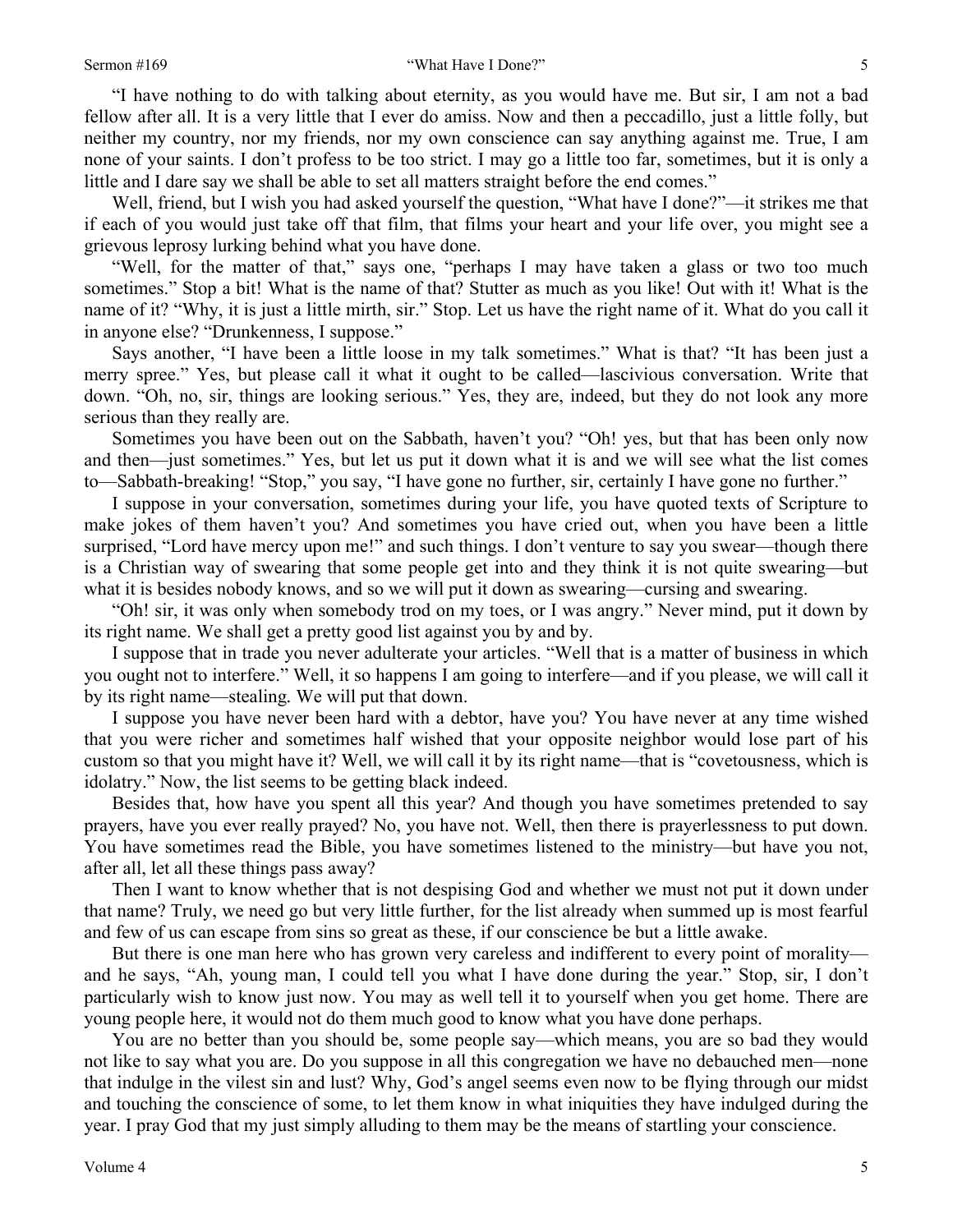"I have nothing to do with talking about eternity, as you would have me. But sir, I am not a bad fellow after all. It is a very little that I ever do amiss. Now and then a peccadillo, just a little folly, but neither my country, nor my friends, nor my own conscience can say anything against me. True, I am none of your saints. I don't profess to be too strict. I may go a little too far, sometimes, but it is only a little and I dare say we shall be able to set all matters straight before the end comes."

Well, friend, but I wish you had asked yourself the question, "What have I done?"—it strikes me that if each of you would just take off that film, that films your heart and your life over, you might see a grievous leprosy lurking behind what you have done.

"Well, for the matter of that," says one, "perhaps I may have taken a glass or two too much sometimes." Stop a bit! What is the name of that? Stutter as much as you like! Out with it! What is the name of it? "Why, it is just a little mirth, sir." Stop. Let us have the right name of it. What do you call it in anyone else? "Drunkenness, I suppose."

Says another, "I have been a little loose in my talk sometimes." What is that? "It has been just a merry spree." Yes, but please call it what it ought to be called—lascivious conversation. Write that down. "Oh, no, sir, things are looking serious." Yes, they are, indeed, but they do not look any more serious than they really are.

Sometimes you have been out on the Sabbath, haven't you? "Oh! yes, but that has been only now and then—just sometimes." Yes, but let us put it down what it is and we will see what the list comes to—Sabbath-breaking! "Stop," you say, "I have gone no further, sir, certainly I have gone no further."

I suppose in your conversation, sometimes during your life, you have quoted texts of Scripture to make jokes of them haven't you? And sometimes you have cried out, when you have been a little surprised, "Lord have mercy upon me!" and such things. I don't venture to say you swear—though there is a Christian way of swearing that some people get into and they think it is not quite swearing—but what it is besides nobody knows, and so we will put it down as swearing—cursing and swearing.

"Oh! sir, it was only when somebody trod on my toes, or I was angry." Never mind, put it down by its right name. We shall get a pretty good list against you by and by.

I suppose that in trade you never adulterate your articles. "Well that is a matter of business in which you ought not to interfere." Well, it so happens I am going to interfere—and if you please, we will call it by its right name—stealing. We will put that down.

I suppose you have never been hard with a debtor, have you? You have never at any time wished that you were richer and sometimes half wished that your opposite neighbor would lose part of his custom so that you might have it? Well, we will call it by its right name—that is "covetousness, which is idolatry." Now, the list seems to be getting black indeed.

Besides that, how have you spent all this year? And though you have sometimes pretended to say prayers, have you ever really prayed? No, you have not. Well, then there is prayerlessness to put down. You have sometimes read the Bible, you have sometimes listened to the ministry—but have you not, after all, let all these things pass away?

Then I want to know whether that is not despising God and whether we must not put it down under that name? Truly, we need go but very little further, for the list already when summed up is most fearful and few of us can escape from sins so great as these, if our conscience be but a little awake.

But there is one man here who has grown very careless and indifferent to every point of morality—and he says, "Ah, young man, I could tell you what I have done during the year." Stop, sir, I don't particularly wish to know just now. You may as well tell it to yourself when you get home. There are young people here, it would not do them much good to know what you have done perhaps.

You are no better than you should be, some people say—which means, you are so bad they would not like to say what you are. Do you suppose in all this congregation we have no debauched men—none that indulge in the vilest sin and lust? Why, God's angel seems even now to be flying through our midst and touching the conscience of some, to let them know in what iniquities they have indulged during the year. I pray God that my just simply alluding to them may be the means of startling your conscience.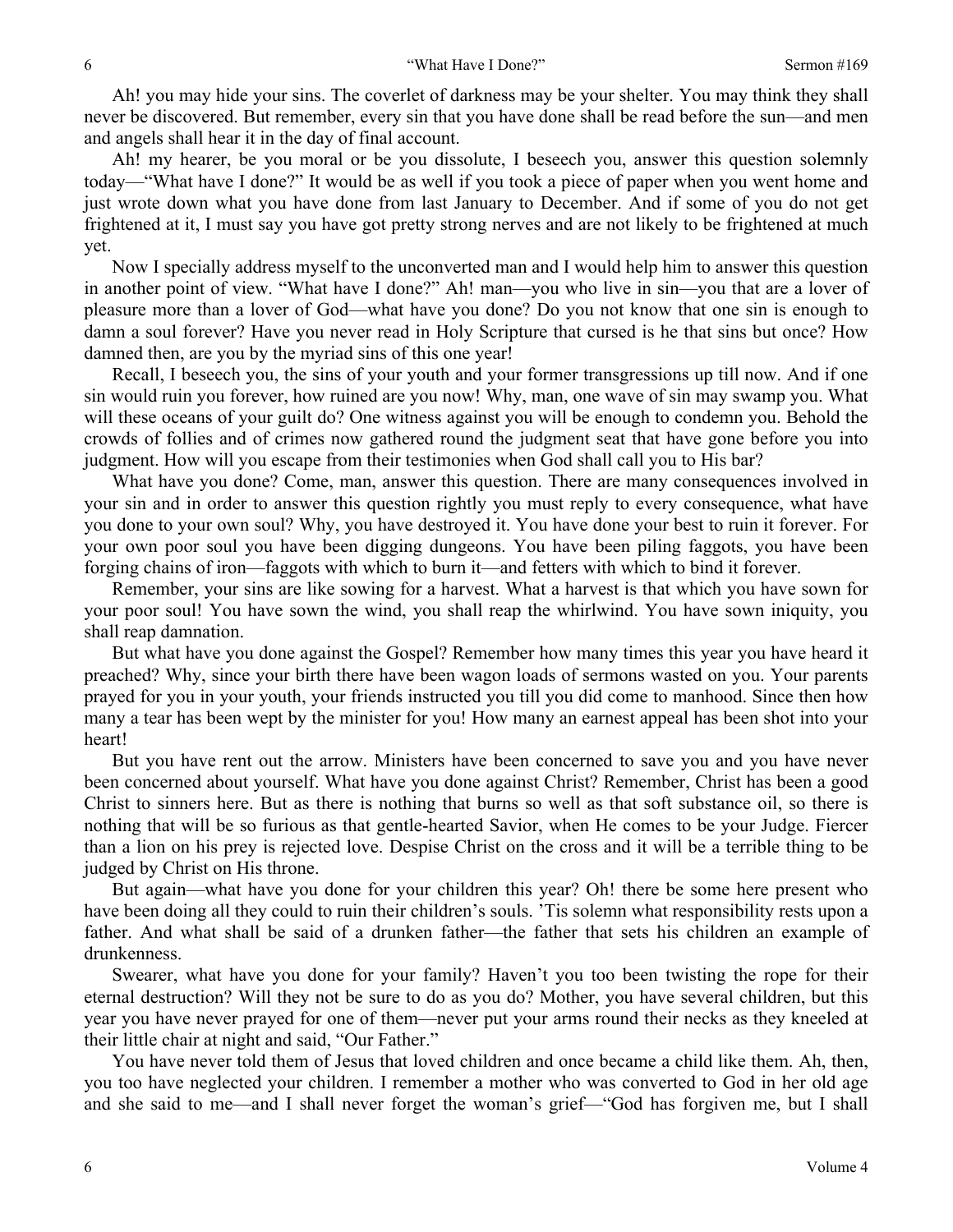Ah! you may hide your sins. The coverlet of darkness may be your shelter. You may think they shall never be discovered. But remember, every sin that you have done shall be read before the sun—and men and angels shall hear it in the day of final account.

Ah! my hearer, be you moral or be you dissolute, I beseech you, answer this question solemnly today—"What have I done?" It would be as well if you took a piece of paper when you went home and just wrote down what you have done from last January to December. And if some of you do not get frightened at it, I must say you have got pretty strong nerves and are not likely to be frightened at much yet.

Now I specially address myself to the unconverted man and I would help him to answer this question in another point of view. "What have I done?" Ah! man—you who live in sin—you that are a lover of pleasure more than a lover of God—what have you done? Do you not know that one sin is enough to damn a soul forever? Have you never read in Holy Scripture that cursed is he that sins but once? How damned then, are you by the myriad sins of this one year!

Recall, I beseech you, the sins of your youth and your former transgressions up till now. And if one sin would ruin you forever, how ruined are you now! Why, man, one wave of sin may swamp you. What will these oceans of your guilt do? One witness against you will be enough to condemn you. Behold the crowds of follies and of crimes now gathered round the judgment seat that have gone before you into judgment. How will you escape from their testimonies when God shall call you to His bar?

What have you done? Come, man, answer this question. There are many consequences involved in your sin and in order to answer this question rightly you must reply to every consequence, what have you done to your own soul? Why, you have destroyed it. You have done your best to ruin it forever. For your own poor soul you have been digging dungeons. You have been piling faggots, you have been forging chains of iron—faggots with which to burn it—and fetters with which to bind it forever.

Remember, your sins are like sowing for a harvest. What a harvest is that which you have sown for your poor soul! You have sown the wind, you shall reap the whirlwind. You have sown iniquity, you shall reap damnation.

But what have you done against the Gospel? Remember how many times this year you have heard it preached? Why, since your birth there have been wagon loads of sermons wasted on you. Your parents prayed for you in your youth, your friends instructed you till you did come to manhood. Since then how many a tear has been wept by the minister for you! How many an earnest appeal has been shot into your heart!

But you have rent out the arrow. Ministers have been concerned to save you and you have never been concerned about yourself. What have you done against Christ? Remember, Christ has been a good Christ to sinners here. But as there is nothing that burns so well as that soft substance oil, so there is nothing that will be so furious as that gentle-hearted Savior, when He comes to be your Judge. Fiercer than a lion on his prey is rejected love. Despise Christ on the cross and it will be a terrible thing to be judged by Christ on His throne.

But again—what have you done for your children this year? Oh! there be some here present who have been doing all they could to ruin their children's souls. 'Tis solemn what responsibility rests upon a father. And what shall be said of a drunken father—the father that sets his children an example of drunkenness.

Swearer, what have you done for your family? Haven't you too been twisting the rope for their eternal destruction? Will they not be sure to do as you do? Mother, you have several children, but this year you have never prayed for one of them—never put your arms round their necks as they kneeled at their little chair at night and said, "Our Father."

You have never told them of Jesus that loved children and once became a child like them. Ah, then, you too have neglected your children. I remember a mother who was converted to God in her old age and she said to me—and I shall never forget the woman's grief—"God has forgiven me, but I shall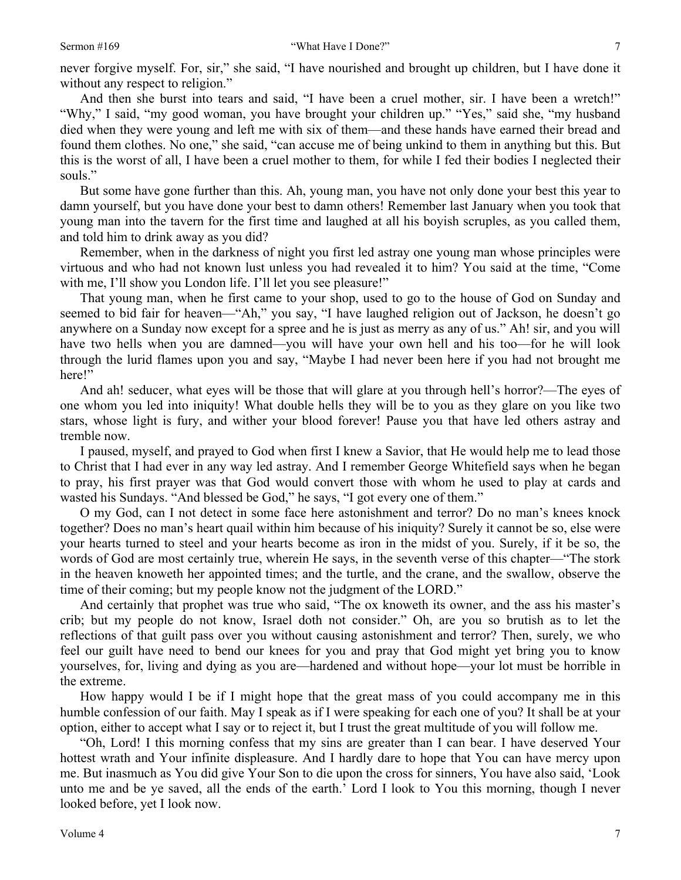never forgive myself. For, sir," she said, "I have nourished and brought up children, but I have done it without any respect to religion."

And then she burst into tears and said, "I have been a cruel mother, sir. I have been a wretch!" "Why," I said, "my good woman, you have brought your children up." "Yes," said she, "my husband died when they were young and left me with six of them—and these hands have earned their bread and found them clothes. No one," she said, "can accuse me of being unkind to them in anything but this. But this is the worst of all, I have been a cruel mother to them, for while I fed their bodies I neglected their souls."

But some have gone further than this. Ah, young man, you have not only done your best this year to damn yourself, but you have done your best to damn others! Remember last January when you took that young man into the tavern for the first time and laughed at all his boyish scruples, as you called them, and told him to drink away as you did?

Remember, when in the darkness of night you first led astray one young man whose principles were virtuous and who had not known lust unless you had revealed it to him? You said at the time, "Come with me, I'll show you London life. I'll let you see pleasure!"

That young man, when he first came to your shop, used to go to the house of God on Sunday and seemed to bid fair for heaven—"Ah," you say, "I have laughed religion out of Jackson, he doesn't go anywhere on a Sunday now except for a spree and he is just as merry as any of us." Ah! sir, and you will have two hells when you are damned—you will have your own hell and his too—for he will look through the lurid flames upon you and say, "Maybe I had never been here if you had not brought me here!"

And ah! seducer, what eyes will be those that will glare at you through hell's horror?—The eyes of one whom you led into iniquity! What double hells they will be to you as they glare on you like two stars, whose light is fury, and wither your blood forever! Pause you that have led others astray and tremble now.

I paused, myself, and prayed to God when first I knew a Savior, that He would help me to lead those to Christ that I had ever in any way led astray. And I remember George Whitefield says when he began to pray, his first prayer was that God would convert those with whom he used to play at cards and wasted his Sundays. "And blessed be God," he says, "I got every one of them."

O my God, can I not detect in some face here astonishment and terror? Do no man's knees knock together? Does no man's heart quail within him because of his iniquity? Surely it cannot be so, else were your hearts turned to steel and your hearts become as iron in the midst of you. Surely, if it be so, the words of God are most certainly true, wherein He says, in the seventh verse of this chapter—"The stork in the heaven knoweth her appointed times; and the turtle, and the crane, and the swallow, observe the time of their coming; but my people know not the judgment of the LORD."

And certainly that prophet was true who said, "The ox knoweth its owner, and the ass his master's crib; but my people do not know, Israel doth not consider." Oh, are you so brutish as to let the reflections of that guilt pass over you without causing astonishment and terror? Then, surely, we who feel our guilt have need to bend our knees for you and pray that God might yet bring you to know yourselves, for, living and dying as you are—hardened and without hope—your lot must be horrible in the extreme.

How happy would I be if I might hope that the great mass of you could accompany me in this humble confession of our faith. May I speak as if I were speaking for each one of you? It shall be at your option, either to accept what I say or to reject it, but I trust the great multitude of you will follow me.

"Oh, Lord! I this morning confess that my sins are greater than I can bear. I have deserved Your hottest wrath and Your infinite displeasure. And I hardly dare to hope that You can have mercy upon me. But inasmuch as You did give Your Son to die upon the cross for sinners, You have also said, 'Look unto me and be ye saved, all the ends of the earth.' Lord I look to You this morning, though I never looked before, yet I look now.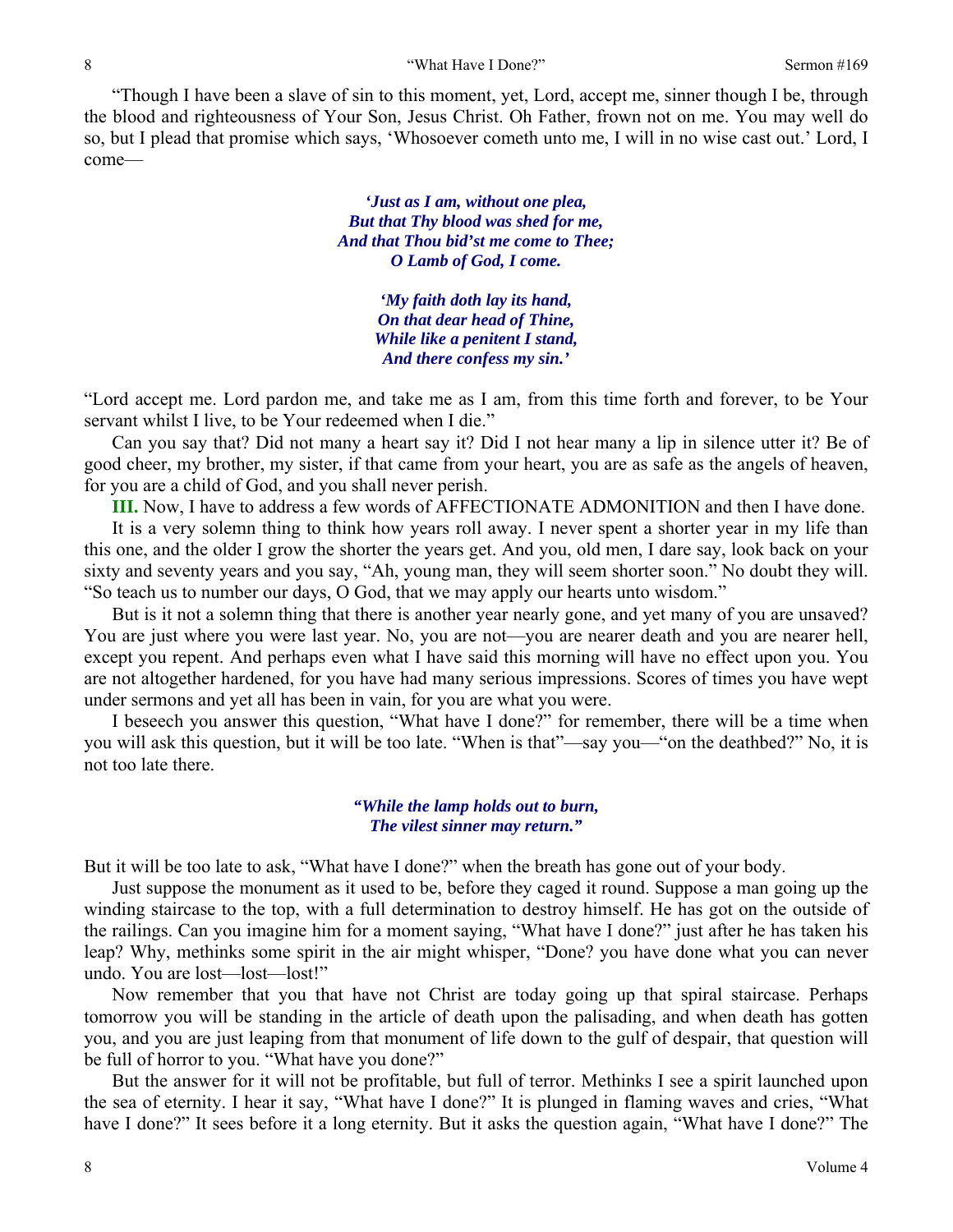"Though I have been a slave of sin to this moment, yet, Lord, accept me, sinner though I be, through the blood and righteousness of Your Son, Jesus Christ. Oh Father, frown not on me. You may well do so, but I plead that promise which says, 'Whosoever cometh unto me, I will in no wise cast out.' Lord, I come—

> ***'Just as I am, without one plea,***
> ***But that Thy blood was shed for me,***
> ***And that Thou bid'st me come to Thee;***
> ***O Lamb of God, I come.***
>
> ***'My faith doth lay its hand,***
> ***On that dear head of Thine,***
> ***While like a penitent I stand,***
> ***And there confess my sin.'***

"Lord accept me. Lord pardon me, and take me as I am, from this time forth and forever, to be Your servant whilst I live, to be Your redeemed when I die."

Can you say that? Did not many a heart say it? Did I not hear many a lip in silence utter it? Be of good cheer, my brother, my sister, if that came from your heart, you are as safe as the angels of heaven, for you are a child of God, and you shall never perish.

**III.** Now, I have to address a few words of AFFECTIONATE ADMONITION and then I have done.

It is a very solemn thing to think how years roll away. I never spent a shorter year in my life than this one, and the older I grow the shorter the years get. And you, old men, I dare say, look back on your sixty and seventy years and you say, "Ah, young man, they will seem shorter soon." No doubt they will. "So teach us to number our days, O God, that we may apply our hearts unto wisdom."

But is it not a solemn thing that there is another year nearly gone, and yet many of you are unsaved? You are just where you were last year. No, you are not—you are nearer death and you are nearer hell, except you repent. And perhaps even what I have said this morning will have no effect upon you. You are not altogether hardened, for you have had many serious impressions. Scores of times you have wept under sermons and yet all has been in vain, for you are what you were.

I beseech you answer this question, "What have I done?" for remember, there will be a time when you will ask this question, but it will be too late. "When is that"—say you—"on the deathbed?" No, it is not too late there.

> ***"While the lamp holds out to burn,***
> ***The vilest sinner may return."***

But it will be too late to ask, "What have I done?" when the breath has gone out of your body.

Just suppose the monument as it used to be, before they caged it round. Suppose a man going up the winding staircase to the top, with a full determination to destroy himself. He has got on the outside of the railings. Can you imagine him for a moment saying, "What have I done?" just after he has taken his leap? Why, methinks some spirit in the air might whisper, "Done? you have done what you can never undo. You are lost—lost—lost!"

Now remember that you that have not Christ are today going up that spiral staircase. Perhaps tomorrow you will be standing in the article of death upon the palisading, and when death has gotten you, and you are just leaping from that monument of life down to the gulf of despair, that question will be full of horror to you. "What have you done?"

But the answer for it will not be profitable, but full of terror. Methinks I see a spirit launched upon the sea of eternity. I hear it say, "What have I done?" It is plunged in flaming waves and cries, "What have I done?" It sees before it a long eternity. But it asks the question again, "What have I done?" The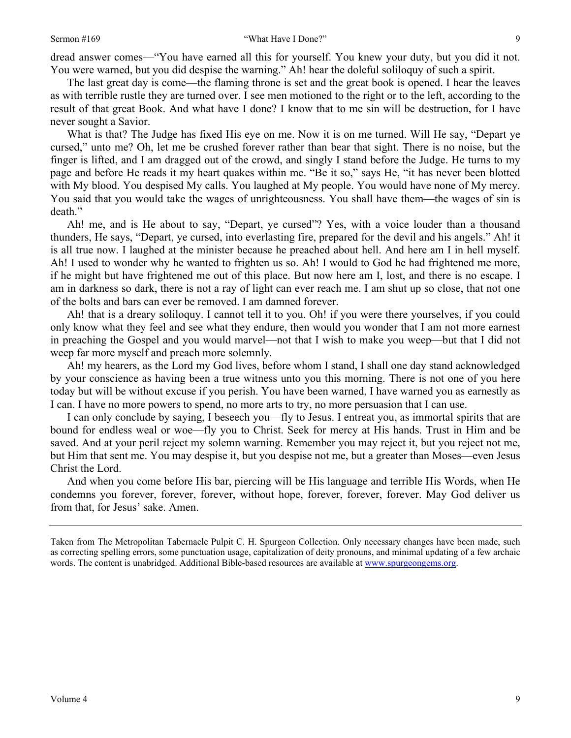dread answer comes—"You have earned all this for yourself. You knew your duty, but you did it not. You were warned, but you did despise the warning." Ah! hear the doleful soliloquy of such a spirit.

The last great day is come—the flaming throne is set and the great book is opened. I hear the leaves as with terrible rustle they are turned over. I see men motioned to the right or to the left, according to the result of that great Book. And what have I done? I know that to me sin will be destruction, for I have never sought a Savior.

What is that? The Judge has fixed His eye on me. Now it is on me turned. Will He say, "Depart ye cursed," unto me? Oh, let me be crushed forever rather than bear that sight. There is no noise, but the finger is lifted, and I am dragged out of the crowd, and singly I stand before the Judge. He turns to my page and before He reads it my heart quakes within me. "Be it so," says He, "it has never been blotted with My blood. You despised My calls. You laughed at My people. You would have none of My mercy. You said that you would take the wages of unrighteousness. You shall have them—the wages of sin is death."

Ah! me, and is He about to say, "Depart, ye cursed"? Yes, with a voice louder than a thousand thunders, He says, "Depart, ye cursed, into everlasting fire, prepared for the devil and his angels." Ah! it is all true now. I laughed at the minister because he preached about hell. And here am I in hell myself. Ah! I used to wonder why he wanted to frighten us so. Ah! I would to God he had frightened me more, if he might but have frightened me out of this place. But now here am I, lost, and there is no escape. I am in darkness so dark, there is not a ray of light can ever reach me. I am shut up so close, that not one of the bolts and bars can ever be removed. I am damned forever.

Ah! that is a dreary soliloquy. I cannot tell it to you. Oh! if you were there yourselves, if you could only know what they feel and see what they endure, then would you wonder that I am not more earnest in preaching the Gospel and you would marvel—not that I wish to make you weep—but that I did not weep far more myself and preach more solemnly.

Ah! my hearers, as the Lord my God lives, before whom I stand, I shall one day stand acknowledged by your conscience as having been a true witness unto you this morning. There is not one of you here today but will be without excuse if you perish. You have been warned, I have warned you as earnestly as I can. I have no more powers to spend, no more arts to try, no more persuasion that I can use.

I can only conclude by saying, I beseech you—fly to Jesus. I entreat you, as immortal spirits that are bound for endless weal or woe—fly you to Christ. Seek for mercy at His hands. Trust in Him and be saved. And at your peril reject my solemn warning. Remember you may reject it, but you reject not me, but Him that sent me. You may despise it, but you despise not me, but a greater than Moses—even Jesus Christ the Lord.

And when you come before His bar, piercing will be His language and terrible His Words, when He condemns you forever, forever, forever, without hope, forever, forever, forever. May God deliver us from that, for Jesus' sake. Amen.

---

Taken from The Metropolitan Tabernacle Pulpit C. H. Spurgeon Collection. Only necessary changes have been made, such as correcting spelling errors, some punctuation usage, capitalization of deity pronouns, and minimal updating of a few archaic words. The content is unabridged. Additional Bible-based resources are available at www.spurgeongems.org.